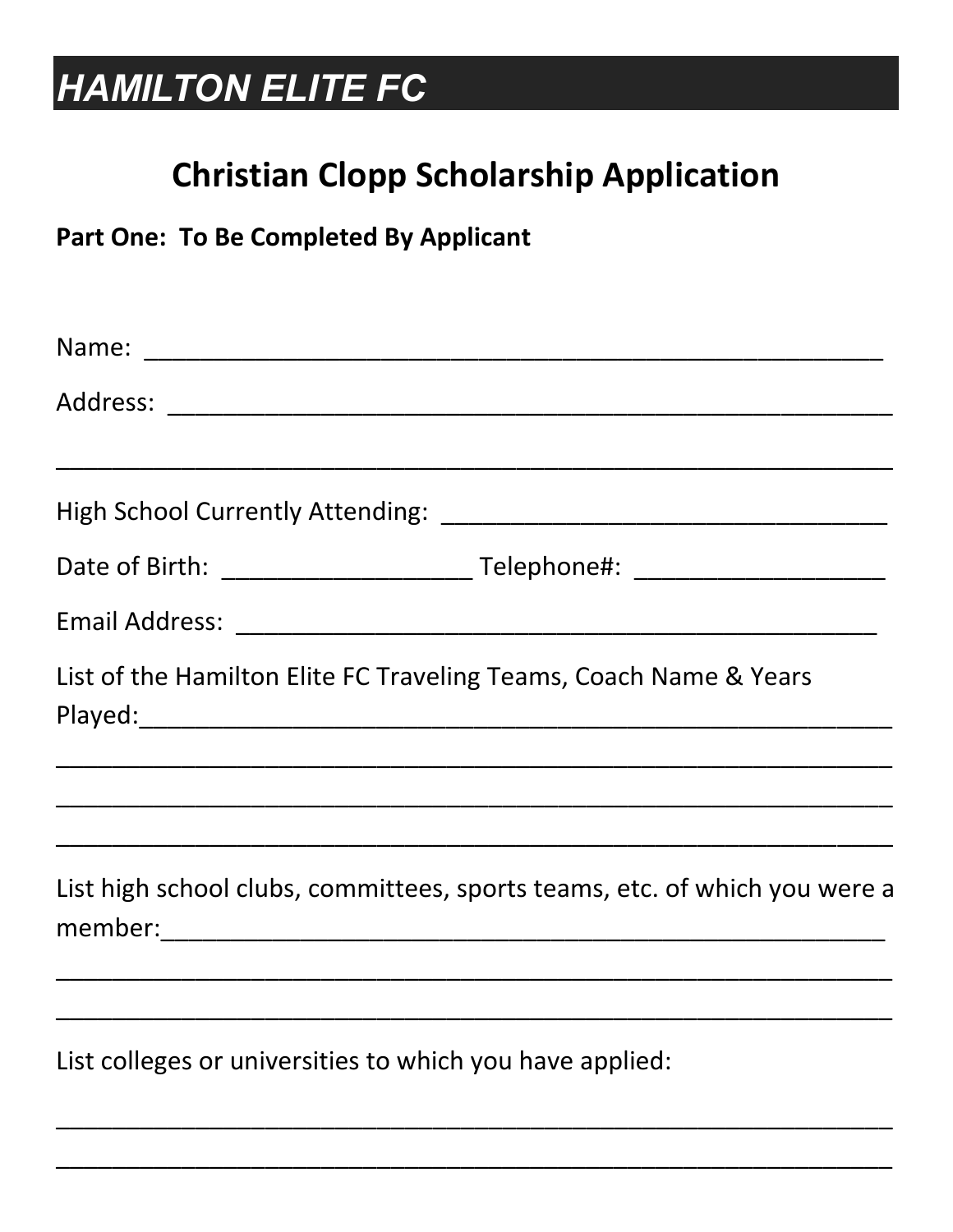# HAMILTON ELITE FC

## Christian Clopp Scholarship Application

**Part One: To Be Completed By Applicant**

Name: ___________________________________________________________

Address: _________________________________________________________

______________________________________________________________

High School Currently Attending: ___________________________________

Date of Birth: ____________________ Telephone#: ____________________

Email Address: ____________________________________________________

List of the Hamilton Elite FC Traveling Teams, Coach Name & Years Played:______________________________________________________

______________________________________________________________

______________________________________________________________

______________________________________________________________

List high school clubs, committees, sports teams, etc. of which you were a member:_________________________________________________________

______________________________________________________________

______________________________________________________________

List colleges or universities to which you have applied:

______________________________________________________________

______________________________________________________________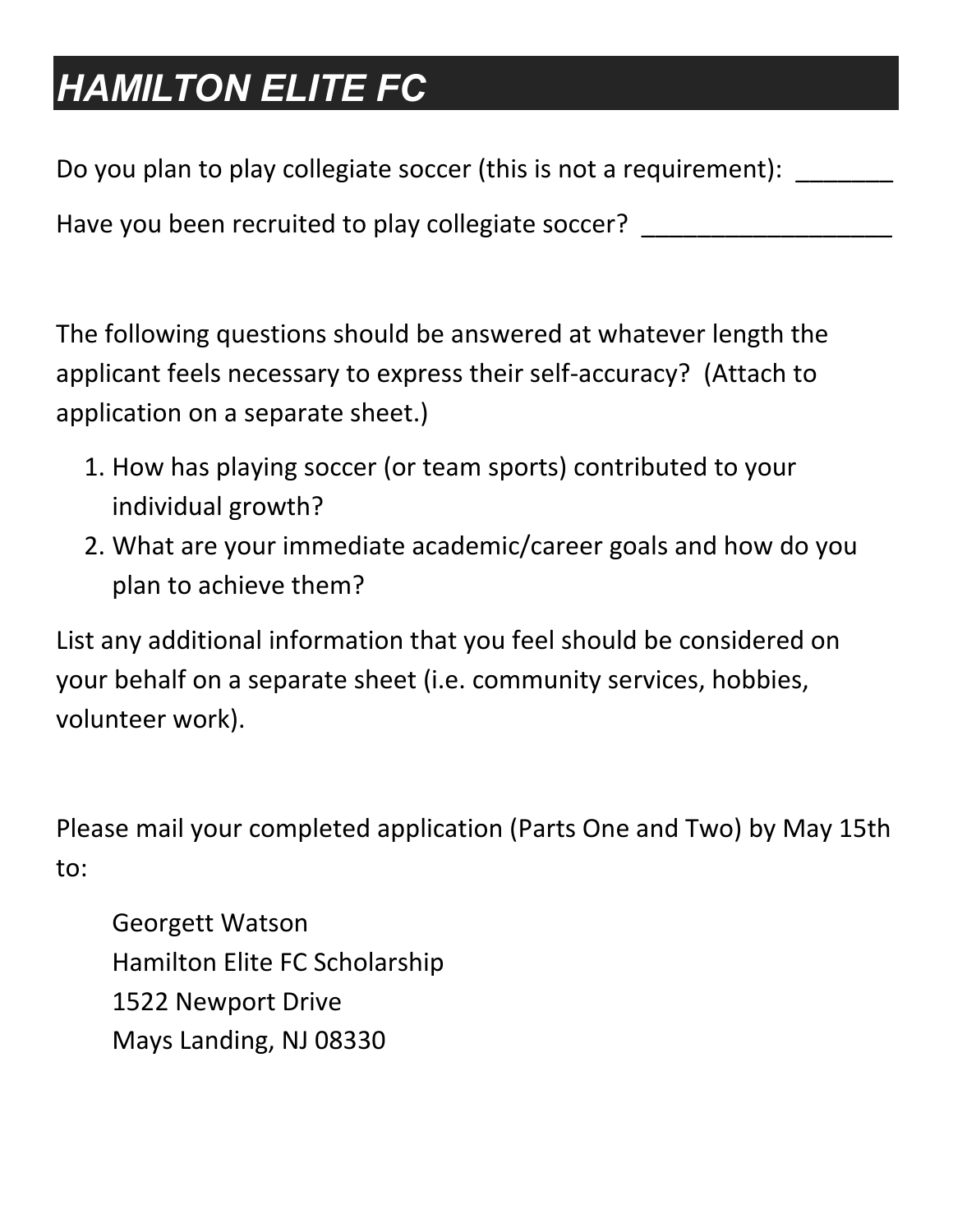# *HAMILTON ELITE FC*

Do you plan to play collegiate soccer (this is not a requirement): _______

Have you been recruited to play collegiate soccer? __________________

The following questions should be answered at whatever length the applicant feels necessary to express their self-accuracy? (Attach to application on a separate sheet.)

1. How has playing soccer (or team sports) contributed to your individual growth?
2. What are your immediate academic/career goals and how do you plan to achieve them?

List any additional information that you feel should be considered on your behalf on a separate sheet (i.e. community services, hobbies, volunteer work).

Please mail your completed application (Parts One and Two) by May 15th to:

Georgett Watson  
Hamilton Elite FC Scholarship  
1522 Newport Drive  
Mays Landing, NJ 08330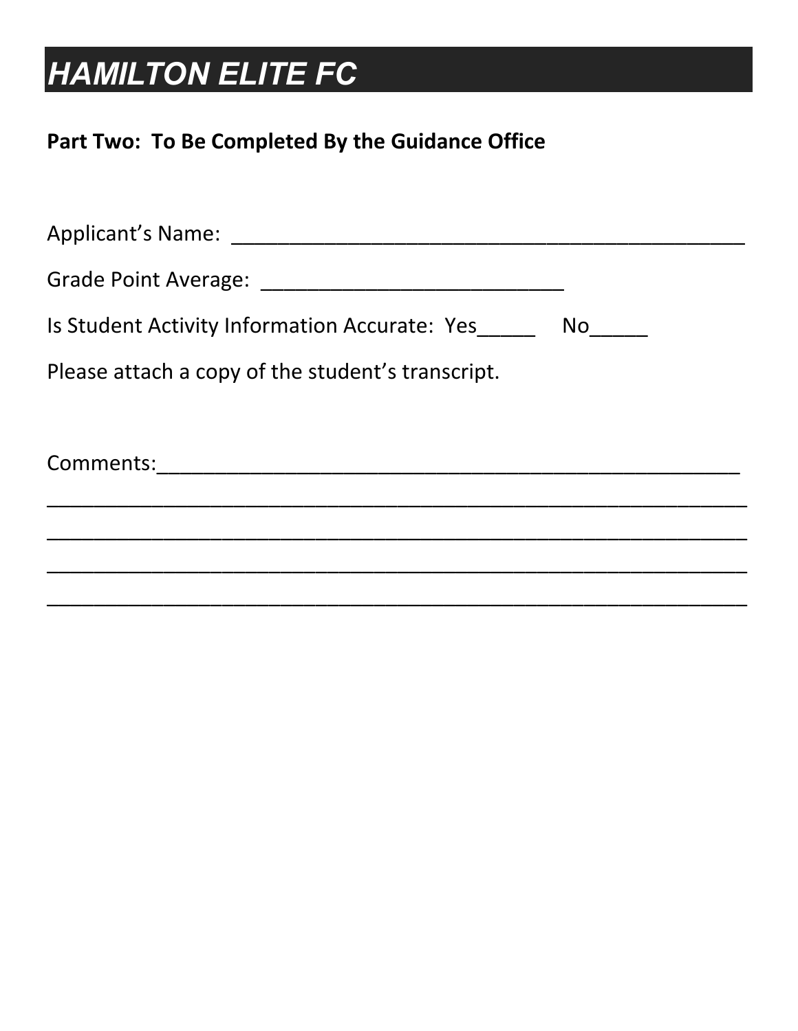# HAMILTON ELITE FC

**Part Two: To Be Completed By the Guidance Office**

Applicant's Name: ______________________________________________

Grade Point Average: ___________________________

Is Student Activity Information Accurate: Yes_____ No_____

Please attach a copy of the student's transcript.

Comments:_____________________________________________________

________________________________________________________________

________________________________________________________________

________________________________________________________________

________________________________________________________________